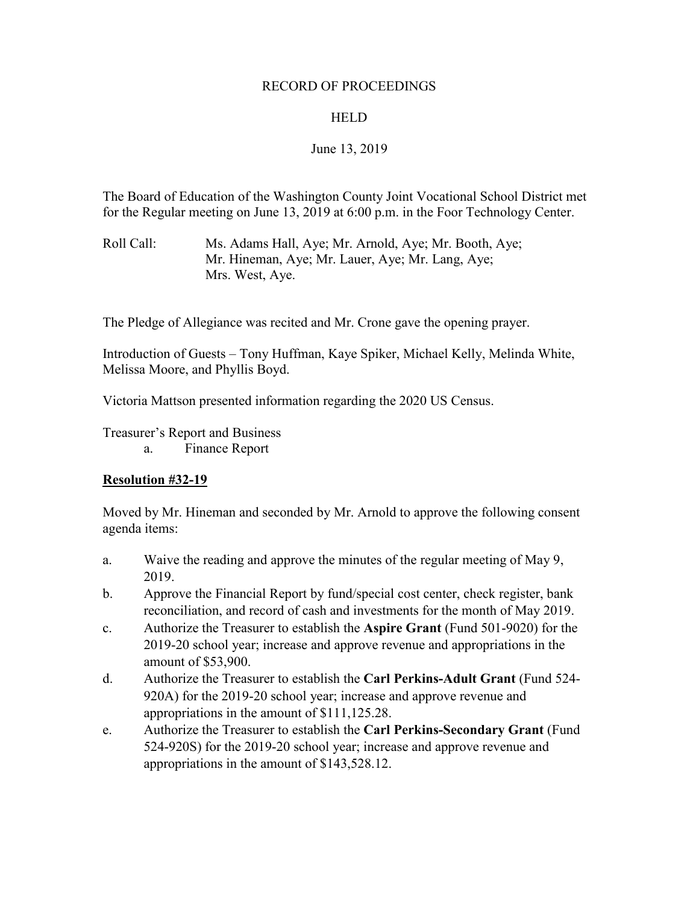RECORD OF PROCEEDINGS

HELD

June 13, 2019

The Board of Education of the Washington County Joint Vocational School District met for the Regular meeting on June 13, 2019 at 6:00 p.m. in the Foor Technology Center.

Roll Call: Ms. Adams Hall, Aye; Mr. Arnold, Aye; Mr. Booth, Aye; Mr. Hineman, Aye; Mr. Lauer, Aye; Mr. Lang, Aye; Mrs. West, Aye.

The Pledge of Allegiance was recited and Mr. Crone gave the opening prayer.

Introduction of Guests – Tony Huffman, Kaye Spiker, Michael Kelly, Melinda White, Melissa Moore, and Phyllis Boyd.

Victoria Mattson presented information regarding the 2020 US Census.

Treasurer's Report and Business

a. Finance Report

**Resolution #32-19**

Moved by Mr. Hineman and seconded by Mr. Arnold to approve the following consent agenda items:

a. Waive the reading and approve the minutes of the regular meeting of May 9, 2019.

b. Approve the Financial Report by fund/special cost center, check register, bank reconciliation, and record of cash and investments for the month of May 2019.

c. Authorize the Treasurer to establish the **Aspire Grant** (Fund 501-9020) for the 2019-20 school year; increase and approve revenue and appropriations in the amount of $53,900.

d. Authorize the Treasurer to establish the **Carl Perkins-Adult Grant** (Fund 524-920A) for the 2019-20 school year; increase and approve revenue and appropriations in the amount of $111,125.28.

e. Authorize the Treasurer to establish the **Carl Perkins-Secondary Grant** (Fund 524-920S) for the 2019-20 school year; increase and approve revenue and appropriations in the amount of $143,528.12.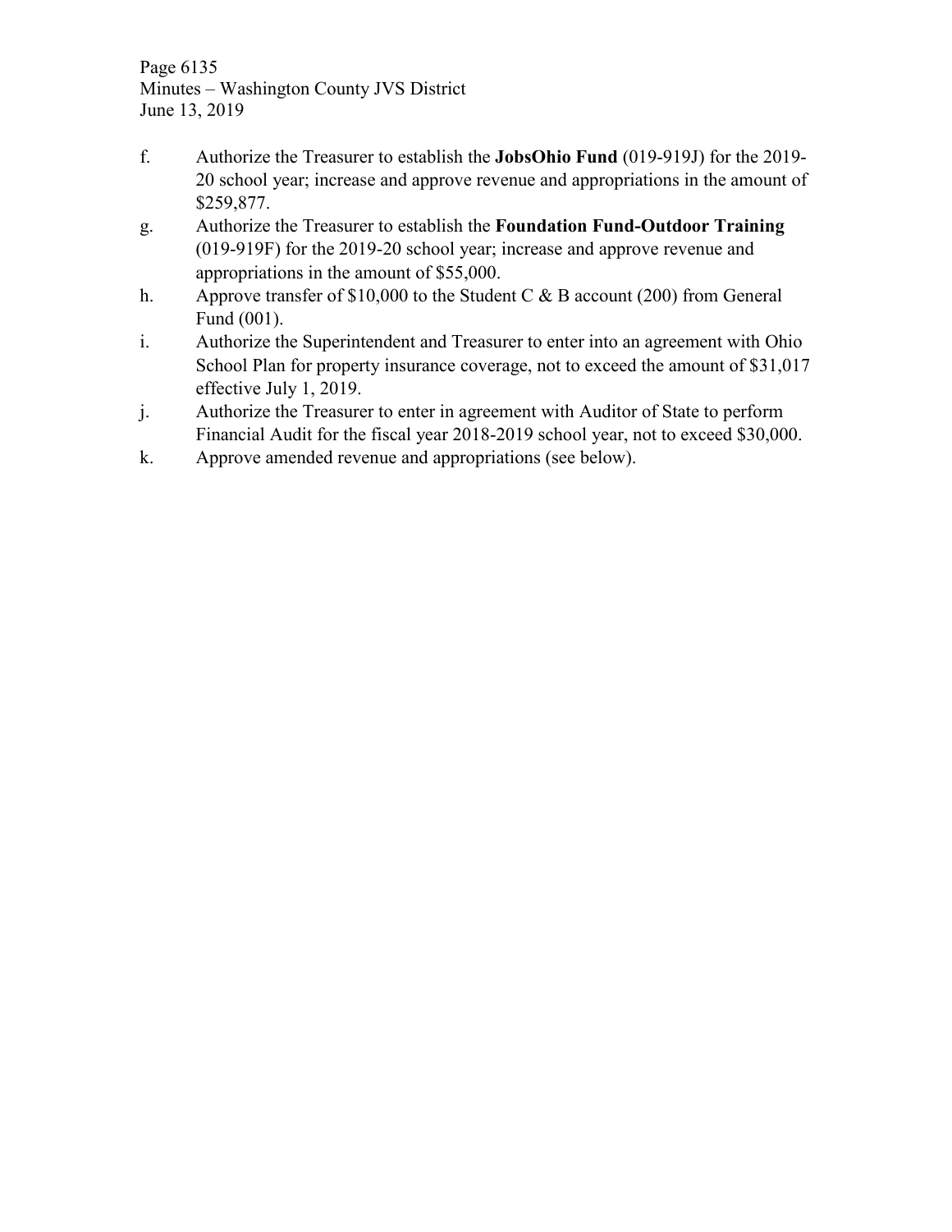f. Authorize the Treasurer to establish the **JobsOhio Fund** (019-919J) for the 2019-20 school year; increase and approve revenue and appropriations in the amount of $259,877.

g. Authorize the Treasurer to establish the **Foundation Fund-Outdoor Training** (019-919F) for the 2019-20 school year; increase and approve revenue and appropriations in the amount of $55,000.

h. Approve transfer of $10,000 to the Student C & B account (200) from General Fund (001).

i. Authorize the Superintendent and Treasurer to enter into an agreement with Ohio School Plan for property insurance coverage, not to exceed the amount of $31,017 effective July 1, 2019.

j. Authorize the Treasurer to enter in agreement with Auditor of State to perform Financial Audit for the fiscal year 2018-2019 school year, not to exceed $30,000.

k. Approve amended revenue and appropriations (see below).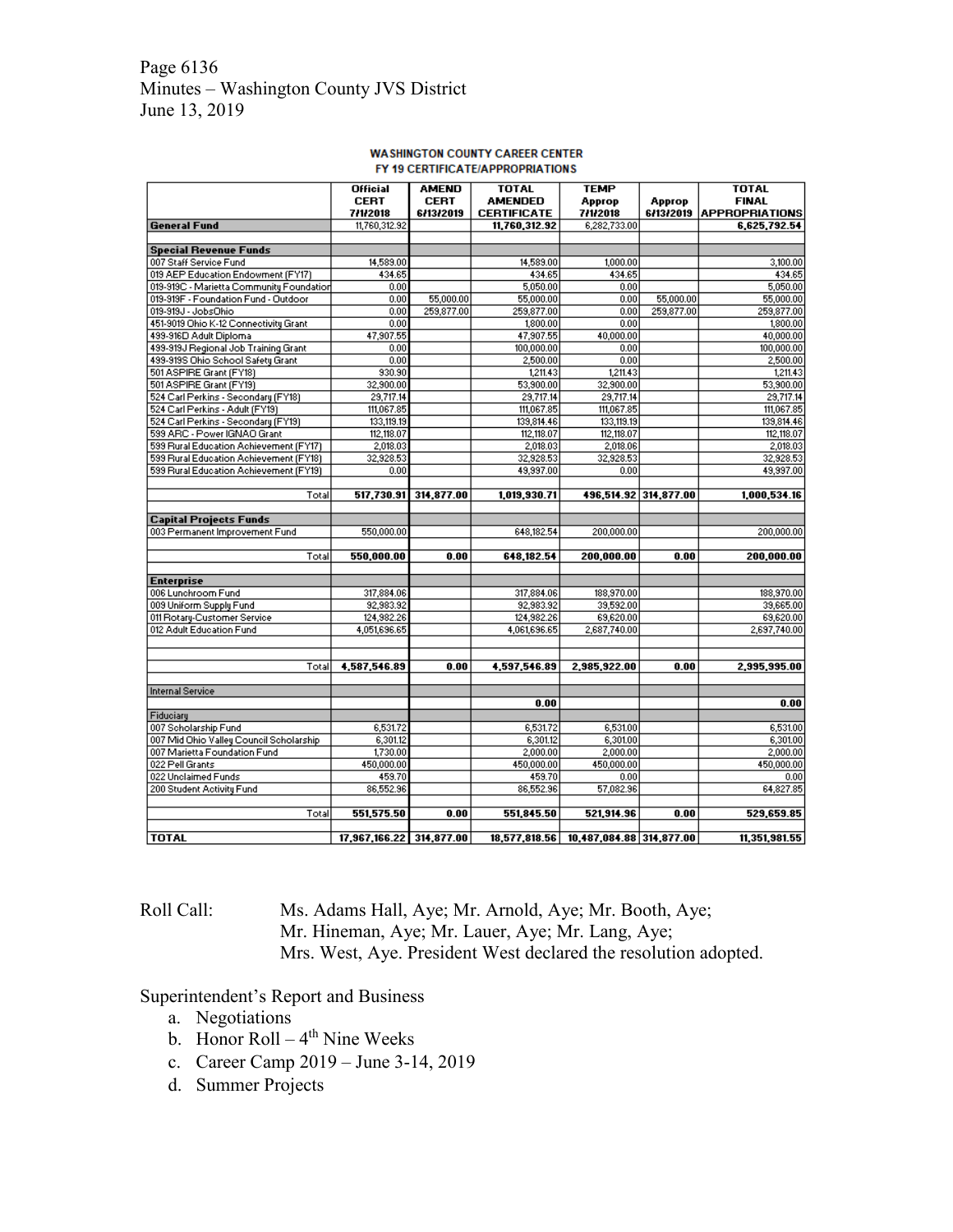**WASHINGTON COUNTY CAREER CENTER**
**FY 19 CERTIFICATE/APPROPRIATIONS**

| | Official CERT 7/1/2018 | AMEND CERT 6/13/2019 | TOTAL AMENDED CERTIFICATE | TEMP Approp 7/1/2018 | Approp 6/13/2019 | TOTAL FINAL APPROPRIATIONS |
|---|---|---|---|---|---|---|
| **General Fund** | 11,760,312.92 | | **11,760,312.92** | 6,282,733.00 | | **6,625,792.54** |
| | | | | | | |
| **Special Revenue Funds** | | | | | | |
| 007 Staff Service Fund | 14,589.00 | | 14,589.00 | 1,000.00 | | 3,100.00 |
| 019 AEP Education Endowment (FY17) | 434.65 | | 434.65 | 434.65 | | 434.65 |
| 019-919C - Marietta Community Foundation | 0.00 | | 5,050.00 | 0.00 | | 5,050.00 |
| 019-919F - Foundation Fund - Outdoor | 0.00 | 55,000.00 | 55,000.00 | 0.00 | 55,000.00 | 55,000.00 |
| 019-919J - JobsOhio | 0.00 | 259,877.00 | 259,877.00 | 0.00 | 259,877.00 | 259,877.00 |
| 451-9019 Ohio K-12 Connectivity Grant | 0.00 | | 1,800.00 | 0.00 | | 1,800.00 |
| 499-916D Adult Diploma | 47,907.55 | | 47,907.55 | 40,000.00 | | 40,000.00 |
| 499-919J Regional Job Training Grant | 0.00 | | 100,000.00 | 0.00 | | 100,000.00 |
| 499-919S Ohio School Safety Grant | 0.00 | | 2,500.00 | 0.00 | | 2,500.00 |
| 501 ASPIRE Grant (FY18) | 930.90 | | 1,211.43 | 1,211.43 | | 1,211.43 |
| 501 ASPIRE Grant (FY19) | 32,900.00 | | 53,900.00 | 32,900.00 | | 53,900.00 |
| 524 Carl Perkins - Secondary (FY18) | 29,717.14 | | 29,717.14 | 29,717.14 | | 29,717.14 |
| 524 Carl Perkins - Adult (FY19) | 111,067.85 | | 111,067.85 | 111,067.85 | | 111,067.85 |
| 524 Carl Perkins - Secondary (FY19) | 133,119.19 | | 139,814.46 | 133,119.19 | | 139,814.46 |
| 599 ARC - Power IGNAO Grant | 112,118.07 | | 112,118.07 | 112,118.07 | | 112,118.07 |
| 599 Rural Education Achievement (FY17) | 2,018.03 | | 2,018.03 | 2,018.06 | | 2,018.03 |
| 599 Rural Education Achievement (FY18) | 32,928.53 | | 32,928.53 | 32,928.53 | | 32,928.53 |
| 599 Rural Education Achievement (FY19) | 0.00 | | 49,997.00 | 0.00 | | 49,997.00 |
| | | | | | | |
| Total | **517,730.91** | **314,877.00** | **1,019,930.71** | **496,514.92** | **314,877.00** | **1,000,534.16** |
| | | | | | | |
| **Capital Projects Funds** | | | | | | |
| 003 Permanent Improvement Fund | 550,000.00 | | 648,182.54 | 200,000.00 | | 200,000.00 |
| | | | | | | |
| Total | **550,000.00** | **0.00** | **648,182.54** | **200,000.00** | **0.00** | **200,000.00** |
| | | | | | | |
| **Enterprise** | | | | | | |
| 006 Lunchroom Fund | 317,884.06 | | 317,884.06 | 188,970.00 | | 188,970.00 |
| 009 Uniform Supply Fund | 92,983.92 | | 92,983.92 | 39,592.00 | | 39,665.00 |
| 011 Rotary-Customer Service | 124,982.26 | | 124,982.26 | 69,620.00 | | 69,620.00 |
| 012 Adult Education Fund | 4,051,696.65 | | 4,061,696.65 | 2,687,740.00 | | 2,697,740.00 |
| | | | | | | |
| Total | **4,587,546.89** | **0.00** | **4,597,546.89** | **2,985,922.00** | **0.00** | **2,995,995.00** |
| | | | | | | |
| Internal Service | | | | | | |
| | | | **0.00** | | | **0.00** |
| Fiduciary | | | | | | |
| 007 Scholarship Fund | 6,531.72 | | 6,531.72 | 6,531.00 | | 6,531.00 |
| 007 Mid Ohio Valley Council Scholarship | 6,301.12 | | 6,301.12 | 6,301.00 | | 6,301.00 |
| 007 Marietta Foundation Fund | 1,730.00 | | 2,000.00 | 2,000.00 | | 2,000.00 |
| 022 Pell Grants | 450,000.00 | | 450,000.00 | 450,000.00 | | 450,000.00 |
| 022 Unclaimed Funds | 459.70 | | 459.70 | 0.00 | | 0.00 |
| 200 Student Activity Fund | 86,552.96 | | 86,552.96 | 57,082.96 | | 64,827.85 |
| | | | | | | |
| Total | **551,575.50** | **0.00** | **551,845.50** | **521,914.96** | **0.00** | **529,659.85** |
| | | | | | | |
| **TOTAL** | **17,967,166.22** | **314,877.00** | **18,577,818.56** | **10,487,084.88** | **314,877.00** | **11,351,981.55** |

Roll Call: Ms. Adams Hall, Aye; Mr. Arnold, Aye; Mr. Booth, Aye; Mr. Hineman, Aye; Mr. Lauer, Aye; Mr. Lang, Aye; Mrs. West, Aye. President West declared the resolution adopted.

Superintendent's Report and Business

a. Negotiations
b. Honor Roll – 4th Nine Weeks
c. Career Camp 2019 – June 3-14, 2019
d. Summer Projects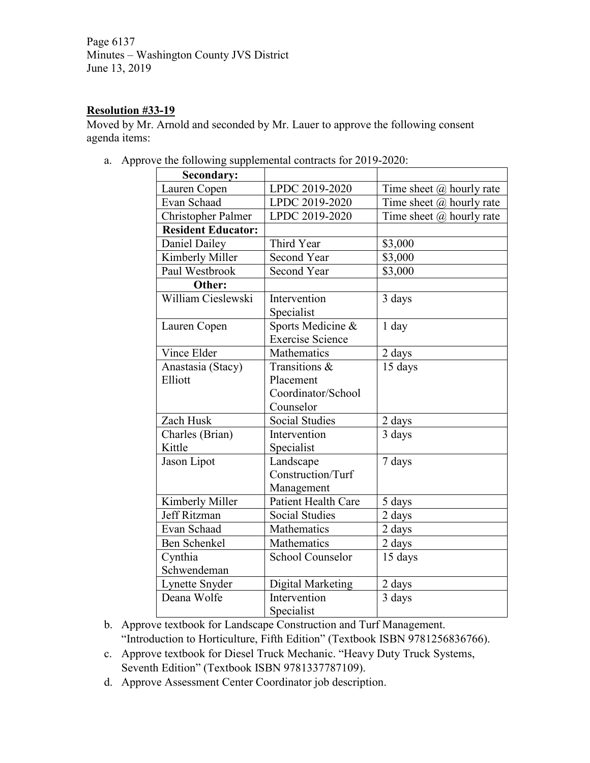**Resolution #33-19**

Moved by Mr. Arnold and seconded by Mr. Lauer to approve the following consent agenda items:

a. Approve the following supplemental contracts for 2019-2020:

| **Secondary:** | | |
|---|---|---|
| Lauren Copen | LPDC 2019-2020 | Time sheet @ hourly rate |
| Evan Schaad | LPDC 2019-2020 | Time sheet @ hourly rate |
| Christopher Palmer | LPDC 2019-2020 | Time sheet @ hourly rate |
| **Resident Educator:** | | |
| Daniel Dailey | Third Year | $3,000 |
| Kimberly Miller | Second Year | $3,000 |
| Paul Westbrook | Second Year | $3,000 |
| **Other:** | | |
| William Cieslewski | Intervention Specialist | 3 days |
| Lauren Copen | Sports Medicine & Exercise Science | 1 day |
| Vince Elder | Mathematics | 2 days |
| Anastasia (Stacy) Elliott | Transitions & Placement Coordinator/School Counselor | 15 days |
| Zach Husk | Social Studies | 2 days |
| Charles (Brian) Kittle | Intervention Specialist | 3 days |
| Jason Lipot | Landscape Construction/Turf Management | 7 days |
| Kimberly Miller | Patient Health Care | 5 days |
| Jeff Ritzman | Social Studies | 2 days |
| Evan Schaad | Mathematics | 2 days |
| Ben Schenkel | Mathematics | 2 days |
| Cynthia Schwendeman | School Counselor | 15 days |
| Lynette Snyder | Digital Marketing | 2 days |
| Deana Wolfe | Intervention Specialist | 3 days |

b. Approve textbook for Landscape Construction and Turf Management. "Introduction to Horticulture, Fifth Edition" (Textbook ISBN 9781256836766).

c. Approve textbook for Diesel Truck Mechanic. "Heavy Duty Truck Systems, Seventh Edition" (Textbook ISBN 9781337787109).

d. Approve Assessment Center Coordinator job description.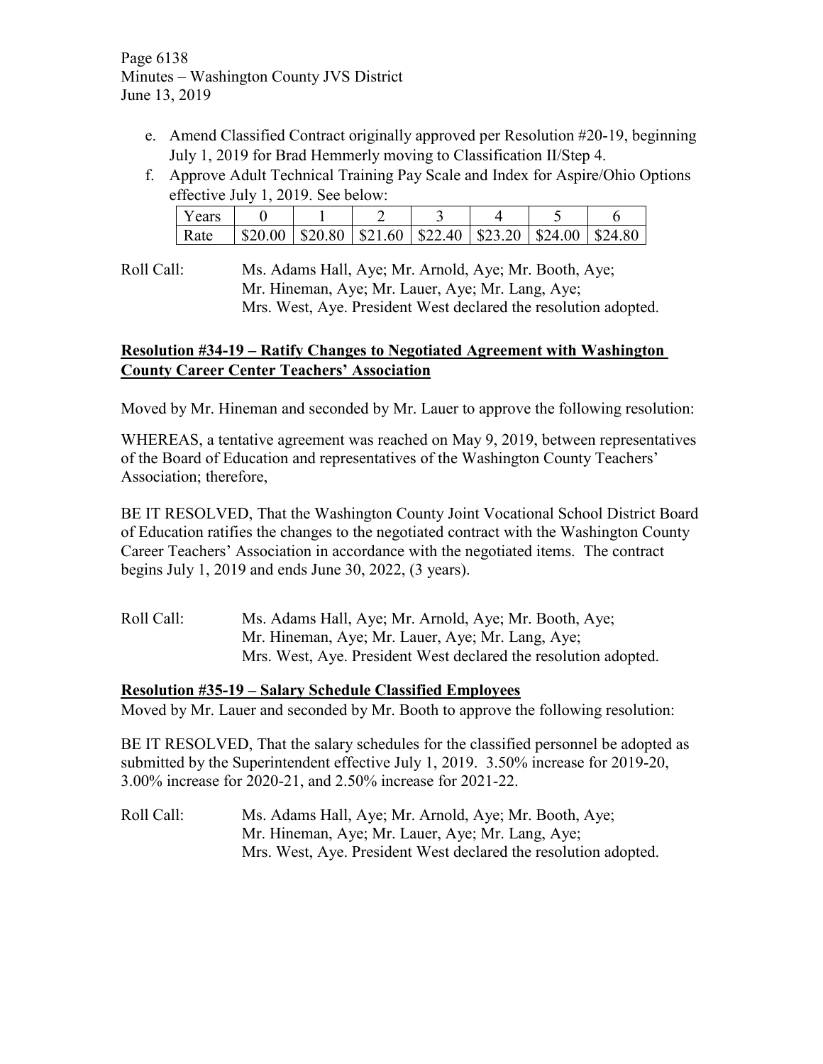e. Amend Classified Contract originally approved per Resolution #20-19, beginning July 1, 2019 for Brad Hemmerly moving to Classification II/Step 4.

f. Approve Adult Technical Training Pay Scale and Index for Aspire/Ohio Options effective July 1, 2019. See below:

| Years | 0 | 1 | 2 | 3 | 4 | 5 | 6 |
|---|---|---|---|---|---|---|---|
| Rate | $20.00 | $20.80 | $21.60 | $22.40 | $23.20 | $24.00 | $24.80 |

Roll Call: Ms. Adams Hall, Aye; Mr. Arnold, Aye; Mr. Booth, Aye; Mr. Hineman, Aye; Mr. Lauer, Aye; Mr. Lang, Aye; Mrs. West, Aye. President West declared the resolution adopted.

**Resolution #34-19 – Ratify Changes to Negotiated Agreement with Washington County Career Center Teachers' Association**

Moved by Mr. Hineman and seconded by Mr. Lauer to approve the following resolution:

WHEREAS, a tentative agreement was reached on May 9, 2019, between representatives of the Board of Education and representatives of the Washington County Teachers' Association; therefore,

BE IT RESOLVED, That the Washington County Joint Vocational School District Board of Education ratifies the changes to the negotiated contract with the Washington County Career Teachers' Association in accordance with the negotiated items. The contract begins July 1, 2019 and ends June 30, 2022, (3 years).

Roll Call: Ms. Adams Hall, Aye; Mr. Arnold, Aye; Mr. Booth, Aye; Mr. Hineman, Aye; Mr. Lauer, Aye; Mr. Lang, Aye; Mrs. West, Aye. President West declared the resolution adopted.

**Resolution #35-19 – Salary Schedule Classified Employees**

Moved by Mr. Lauer and seconded by Mr. Booth to approve the following resolution:

BE IT RESOLVED, That the salary schedules for the classified personnel be adopted as submitted by the Superintendent effective July 1, 2019. 3.50% increase for 2019-20, 3.00% increase for 2020-21, and 2.50% increase for 2021-22.

Roll Call: Ms. Adams Hall, Aye; Mr. Arnold, Aye; Mr. Booth, Aye; Mr. Hineman, Aye; Mr. Lauer, Aye; Mr. Lang, Aye; Mrs. West, Aye. President West declared the resolution adopted.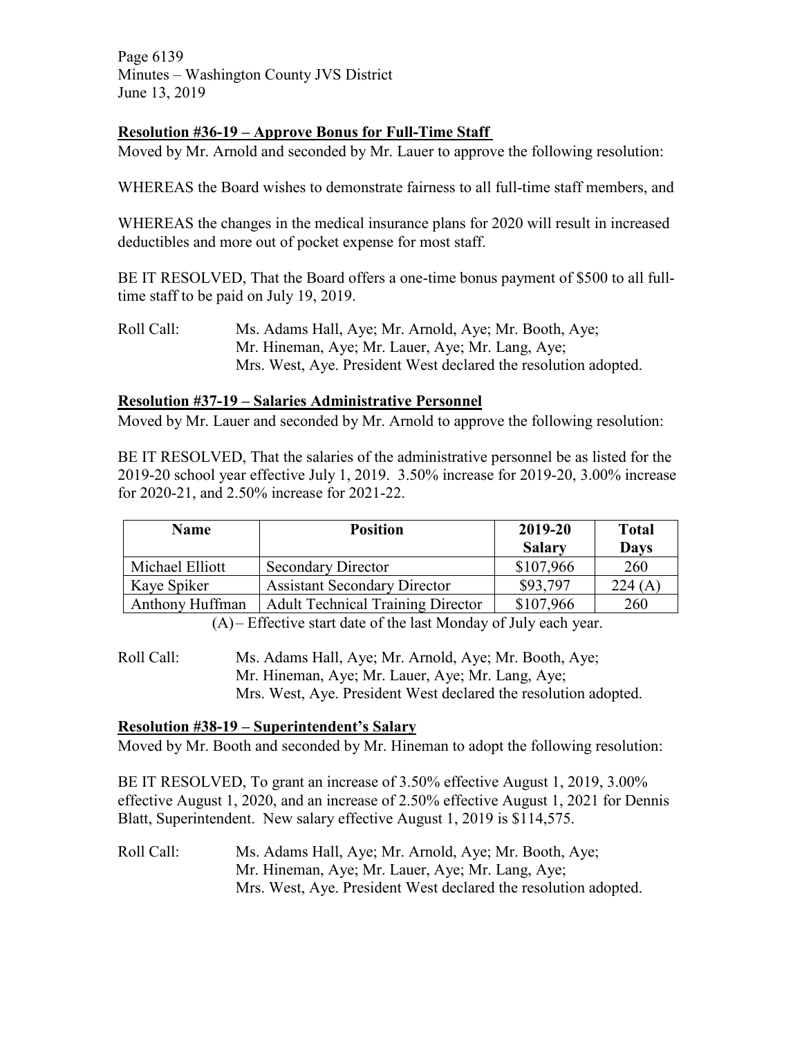**Resolution #36-19 – Approve Bonus for Full-Time Staff**

Moved by Mr. Arnold and seconded by Mr. Lauer to approve the following resolution:

WHEREAS the Board wishes to demonstrate fairness to all full-time staff members, and

WHEREAS the changes in the medical insurance plans for 2020 will result in increased deductibles and more out of pocket expense for most staff.

BE IT RESOLVED, That the Board offers a one-time bonus payment of $500 to all full-time staff to be paid on July 19, 2019.

Roll Call: Ms. Adams Hall, Aye; Mr. Arnold, Aye; Mr. Booth, Aye; Mr. Hineman, Aye; Mr. Lauer, Aye; Mr. Lang, Aye; Mrs. West, Aye. President West declared the resolution adopted.

**Resolution #37-19 – Salaries Administrative Personnel**

Moved by Mr. Lauer and seconded by Mr. Arnold to approve the following resolution:

BE IT RESOLVED, That the salaries of the administrative personnel be as listed for the 2019-20 school year effective July 1, 2019. 3.50% increase for 2019-20, 3.00% increase for 2020-21, and 2.50% increase for 2021-22.

| Name | Position | 2019-20 Salary | Total Days |
|---|---|---|---|
| Michael Elliott | Secondary Director | $107,966 | 260 |
| Kaye Spiker | Assistant Secondary Director | $93,797 | 224 (A) |
| Anthony Huffman | Adult Technical Training Director | $107,966 | 260 |

(A) – Effective start date of the last Monday of July each year.

Roll Call: Ms. Adams Hall, Aye; Mr. Arnold, Aye; Mr. Booth, Aye; Mr. Hineman, Aye; Mr. Lauer, Aye; Mr. Lang, Aye; Mrs. West, Aye. President West declared the resolution adopted.

**Resolution #38-19 – Superintendent's Salary**

Moved by Mr. Booth and seconded by Mr. Hineman to adopt the following resolution:

BE IT RESOLVED, To grant an increase of 3.50% effective August 1, 2019, 3.00% effective August 1, 2020, and an increase of 2.50% effective August 1, 2021 for Dennis Blatt, Superintendent. New salary effective August 1, 2019 is $114,575.

Roll Call: Ms. Adams Hall, Aye; Mr. Arnold, Aye; Mr. Booth, Aye; Mr. Hineman, Aye; Mr. Lauer, Aye; Mr. Lang, Aye; Mrs. West, Aye. President West declared the resolution adopted.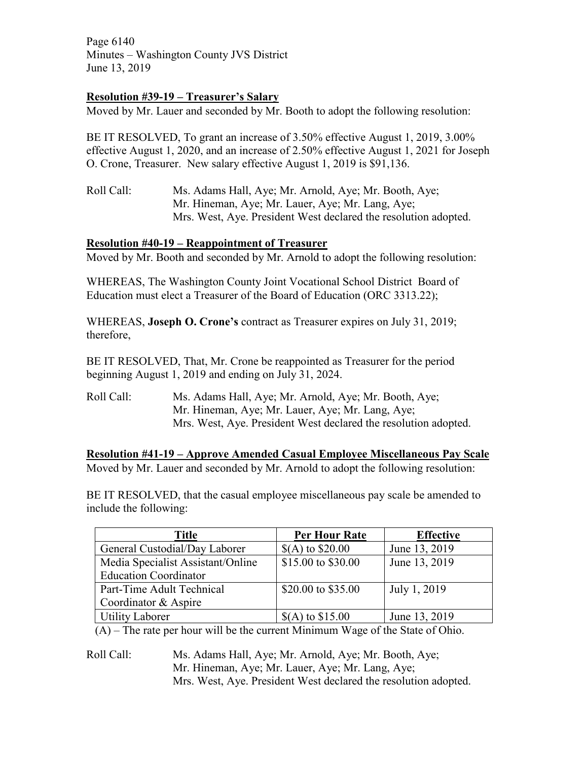**Resolution #39-19 – Treasurer's Salary**

Moved by Mr. Lauer and seconded by Mr. Booth to adopt the following resolution:

BE IT RESOLVED, To grant an increase of 3.50% effective August 1, 2019, 3.00% effective August 1, 2020, and an increase of 2.50% effective August 1, 2021 for Joseph O. Crone, Treasurer. New salary effective August 1, 2019 is $91,136.

Roll Call: Ms. Adams Hall, Aye; Mr. Arnold, Aye; Mr. Booth, Aye; Mr. Hineman, Aye; Mr. Lauer, Aye; Mr. Lang, Aye; Mrs. West, Aye. President West declared the resolution adopted.

**Resolution #40-19 – Reappointment of Treasurer**

Moved by Mr. Booth and seconded by Mr. Arnold to adopt the following resolution:

WHEREAS, The Washington County Joint Vocational School District Board of Education must elect a Treasurer of the Board of Education (ORC 3313.22);

WHEREAS, **Joseph O. Crone's** contract as Treasurer expires on July 31, 2019; therefore,

BE IT RESOLVED, That, Mr. Crone be reappointed as Treasurer for the period beginning August 1, 2019 and ending on July 31, 2024.

Roll Call: Ms. Adams Hall, Aye; Mr. Arnold, Aye; Mr. Booth, Aye; Mr. Hineman, Aye; Mr. Lauer, Aye; Mr. Lang, Aye; Mrs. West, Aye. President West declared the resolution adopted.

**Resolution #41-19 – Approve Amended Casual Employee Miscellaneous Pay Scale**

Moved by Mr. Lauer and seconded by Mr. Arnold to adopt the following resolution:

BE IT RESOLVED, that the casual employee miscellaneous pay scale be amended to include the following:

| Title | Per Hour Rate | Effective |
|---|---|---|
| General Custodial/Day Laborer | $(A) to $20.00 | June 13, 2019 |
| Media Specialist Assistant/Online Education Coordinator | $15.00 to $30.00 | June 13, 2019 |
| Part-Time Adult Technical Coordinator & Aspire | $20.00 to $35.00 | July 1, 2019 |
| Utility Laborer | $(A) to $15.00 | June 13, 2019 |

(A) – The rate per hour will be the current Minimum Wage of the State of Ohio.

Roll Call: Ms. Adams Hall, Aye; Mr. Arnold, Aye; Mr. Booth, Aye; Mr. Hineman, Aye; Mr. Lauer, Aye; Mr. Lang, Aye; Mrs. West, Aye. President West declared the resolution adopted.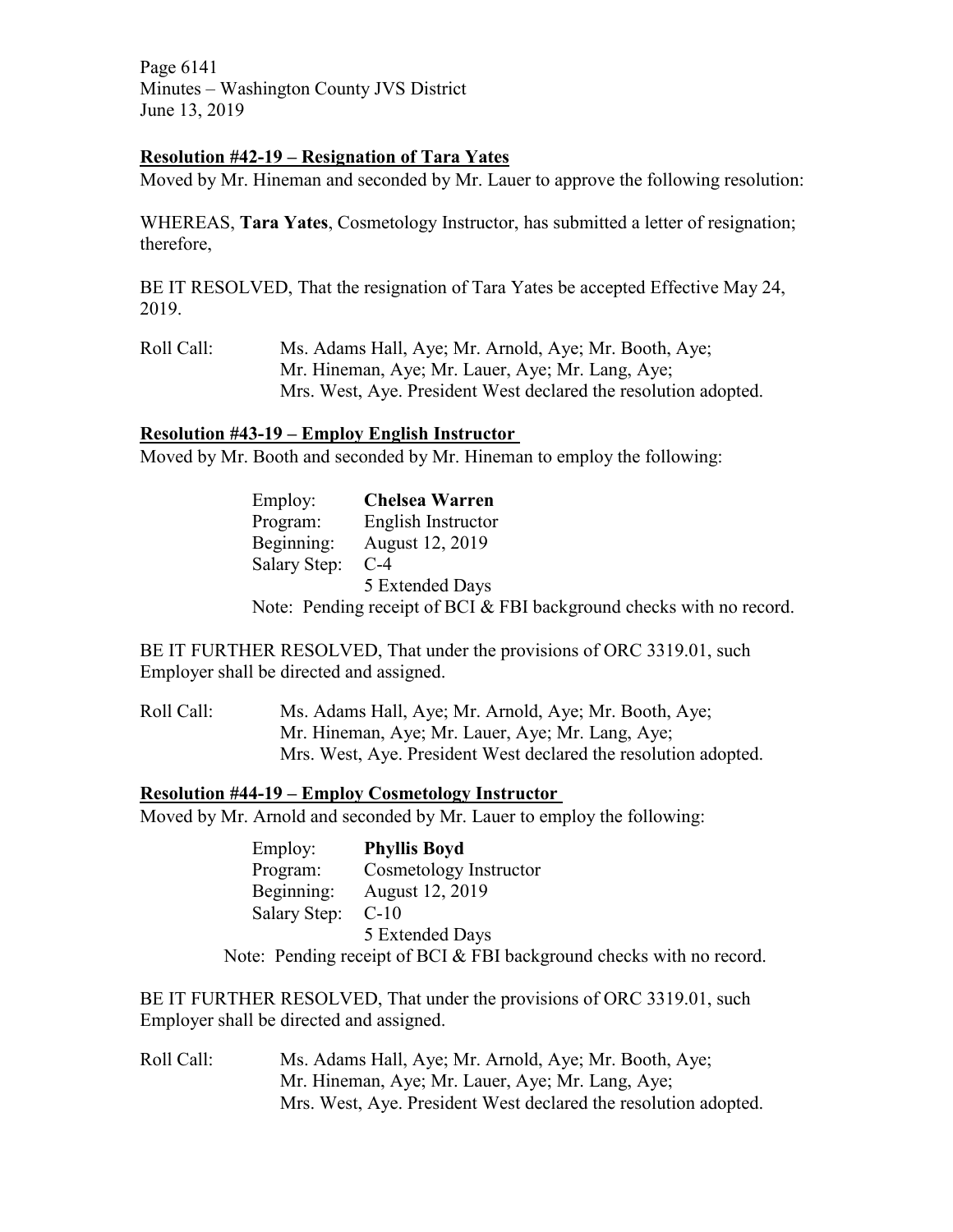**Resolution #42-19 – Resignation of Tara Yates**

Moved by Mr. Hineman and seconded by Mr. Lauer to approve the following resolution:

WHEREAS, **Tara Yates**, Cosmetology Instructor, has submitted a letter of resignation; therefore,

BE IT RESOLVED, That the resignation of Tara Yates be accepted Effective May 24, 2019.

Roll Call: Ms. Adams Hall, Aye; Mr. Arnold, Aye; Mr. Booth, Aye; Mr. Hineman, Aye; Mr. Lauer, Aye; Mr. Lang, Aye; Mrs. West, Aye. President West declared the resolution adopted.

**Resolution #43-19 – Employ English Instructor**

Moved by Mr. Booth and seconded by Mr. Hineman to employ the following:

Employ: **Chelsea Warren**
Program: English Instructor
Beginning: August 12, 2019
Salary Step: C-4
5 Extended Days
Note: Pending receipt of BCI & FBI background checks with no record.

BE IT FURTHER RESOLVED, That under the provisions of ORC 3319.01, such Employer shall be directed and assigned.

Roll Call: Ms. Adams Hall, Aye; Mr. Arnold, Aye; Mr. Booth, Aye; Mr. Hineman, Aye; Mr. Lauer, Aye; Mr. Lang, Aye; Mrs. West, Aye. President West declared the resolution adopted.

**Resolution #44-19 – Employ Cosmetology Instructor**

Moved by Mr. Arnold and seconded by Mr. Lauer to employ the following:

Employ: **Phyllis Boyd**
Program: Cosmetology Instructor
Beginning: August 12, 2019
Salary Step: C-10
5 Extended Days
Note: Pending receipt of BCI & FBI background checks with no record.

BE IT FURTHER RESOLVED, That under the provisions of ORC 3319.01, such Employer shall be directed and assigned.

Roll Call: Ms. Adams Hall, Aye; Mr. Arnold, Aye; Mr. Booth, Aye; Mr. Hineman, Aye; Mr. Lauer, Aye; Mr. Lang, Aye; Mrs. West, Aye. President West declared the resolution adopted.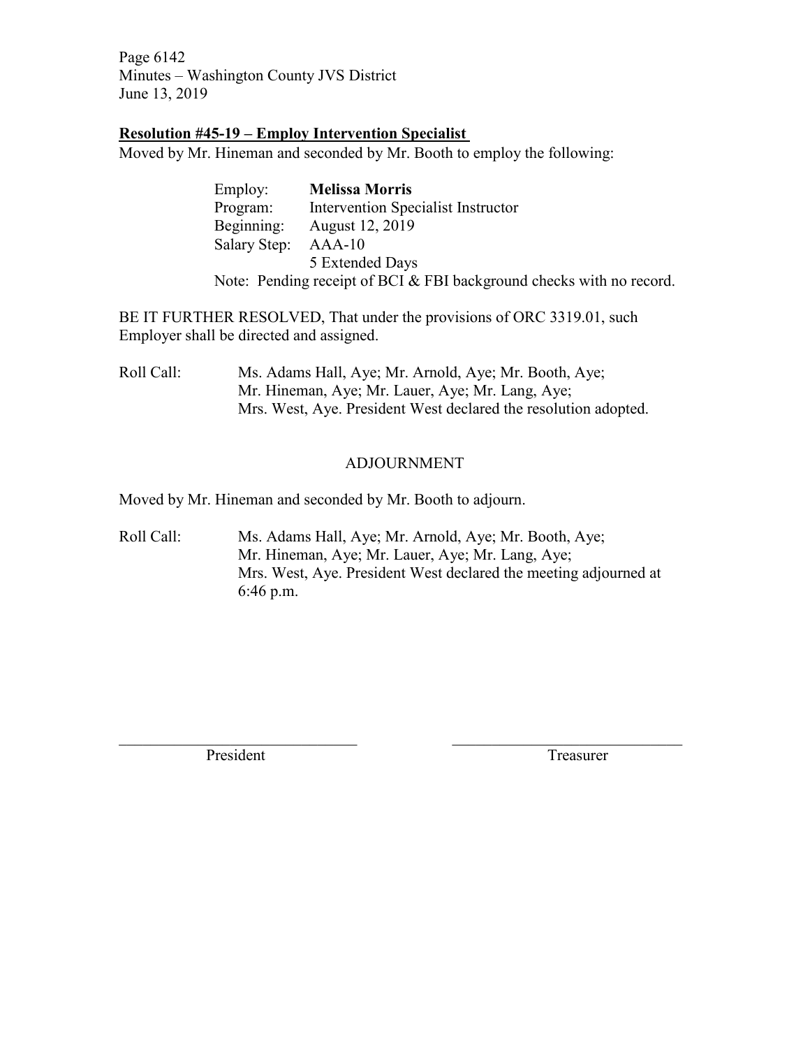**Resolution #45-19 – Employ Intervention Specialist**

Moved by Mr. Hineman and seconded by Mr. Booth to employ the following:

| | |
|---|---|
| Employ: | **Melissa Morris** |
| Program: | Intervention Specialist Instructor |
| Beginning: | August 12, 2019 |
| Salary Step: | AAA-10 |
| | 5 Extended Days |

Note: Pending receipt of BCI & FBI background checks with no record.

BE IT FURTHER RESOLVED, That under the provisions of ORC 3319.01, such Employer shall be directed and assigned.

Roll Call: Ms. Adams Hall, Aye; Mr. Arnold, Aye; Mr. Booth, Aye; Mr. Hineman, Aye; Mr. Lauer, Aye; Mr. Lang, Aye; Mrs. West, Aye. President West declared the resolution adopted.

## ADJOURNMENT

Moved by Mr. Hineman and seconded by Mr. Booth to adjourn.

Roll Call: Ms. Adams Hall, Aye; Mr. Arnold, Aye; Mr. Booth, Aye; Mr. Hineman, Aye; Mr. Lauer, Aye; Mr. Lang, Aye; Mrs. West, Aye. President West declared the meeting adjourned at 6:46 p.m.

_______________________________ President

_______________________________ Treasurer